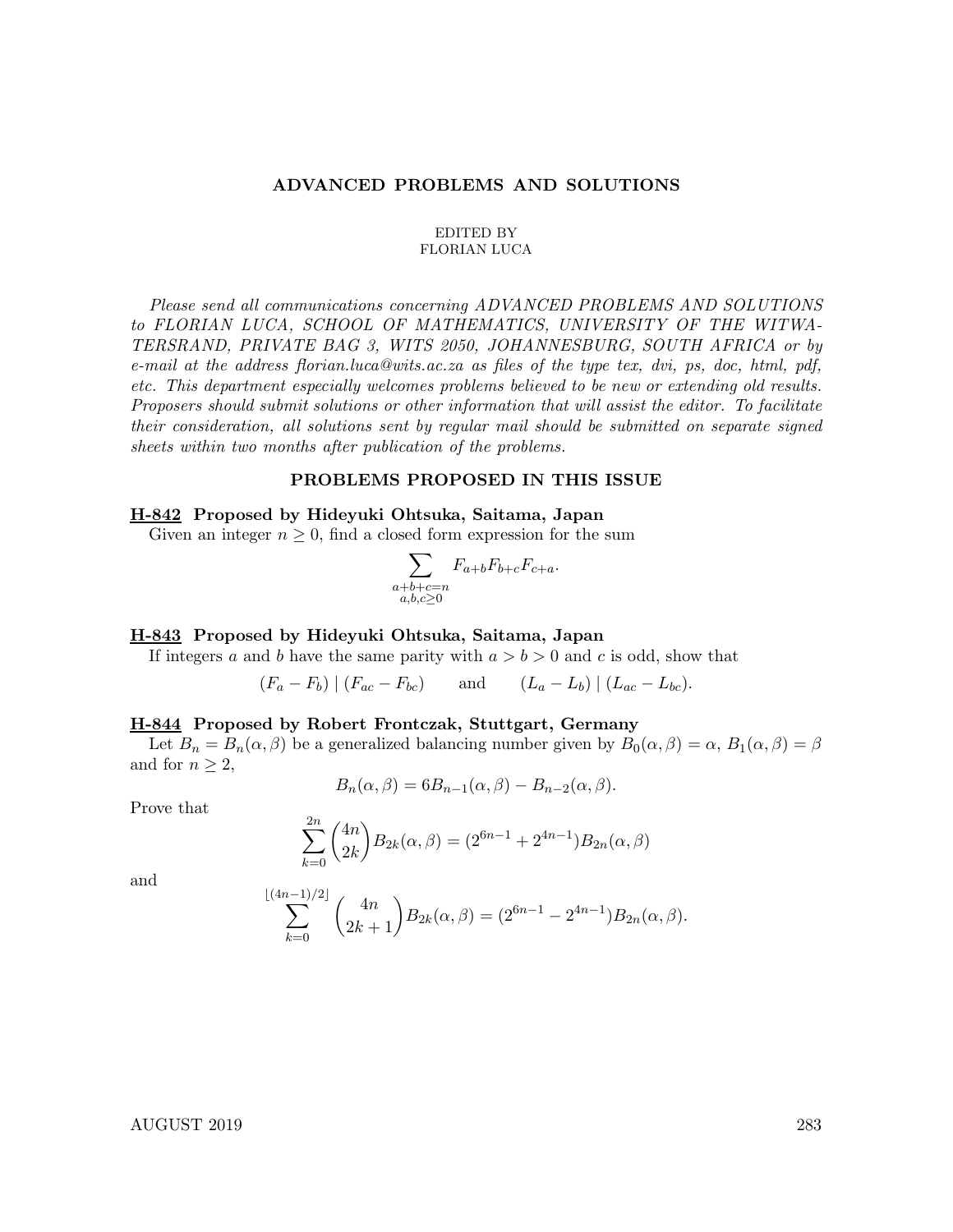## ADVANCED PROBLEMS AND SOLUTIONS

EDITED BY
FLORIAN LUCA

*Please send all communications concerning ADVANCED PROBLEMS AND SOLUTIONS to FLORIAN LUCA, SCHOOL OF MATHEMATICS, UNIVERSITY OF THE WITWATERSRAND, PRIVATE BAG 3, WITS 2050, JOHANNESBURG, SOUTH AFRICA or by e-mail at the address florian.luca@wits.ac.za as files of the type tex, dvi, ps, doc, html, pdf, etc. This department especially welcomes problems believed to be new or extending old results. Proposers should submit solutions or other information that will assist the editor. To facilitate their consideration, all solutions sent by regular mail should be submitted on separate signed sheets within two months after publication of the problems.*

### PROBLEMS PROPOSED IN THIS ISSUE

**H-842 Proposed by Hideyuki Ohtsuka, Saitama, Japan**

Given an integer $n \geq 0$, find a closed form expression for the sum

$$\sum_{\substack{a+b+c=n \\ a,b,c \geq 0}} F_{a+b} F_{b+c} F_{c+a}.$$

**H-843 Proposed by Hideyuki Ohtsuka, Saitama, Japan**

If integers $a$ and $b$ have the same parity with $a > b > 0$ and $c$ is odd, show that

$$(F_a - F_b) \mid (F_{ac} - F_{bc}) \qquad \text{and} \qquad (L_a - L_b) \mid (L_{ac} - L_{bc}).$$

**H-844 Proposed by Robert Frontczak, Stuttgart, Germany**

Let $B_n = B_n(\alpha, \beta)$ be a generalized balancing number given by $B_0(\alpha, \beta) = \alpha$, $B_1(\alpha, \beta) = \beta$ and for $n \geq 2$,

$$B_n(\alpha, \beta) = 6B_{n-1}(\alpha, \beta) - B_{n-2}(\alpha, \beta).$$

Prove that

$$\sum_{k=0}^{2n} \binom{4n}{2k} B_{2k}(\alpha, \beta) = (2^{6n-1} + 2^{4n-1}) B_{2n}(\alpha, \beta)$$

and

$$\sum_{k=0}^{\lfloor (4n-1)/2 \rfloor} \binom{4n}{2k+1} B_{2k}(\alpha, \beta) = (2^{6n-1} - 2^{4n-1}) B_{2n}(\alpha, \beta).$$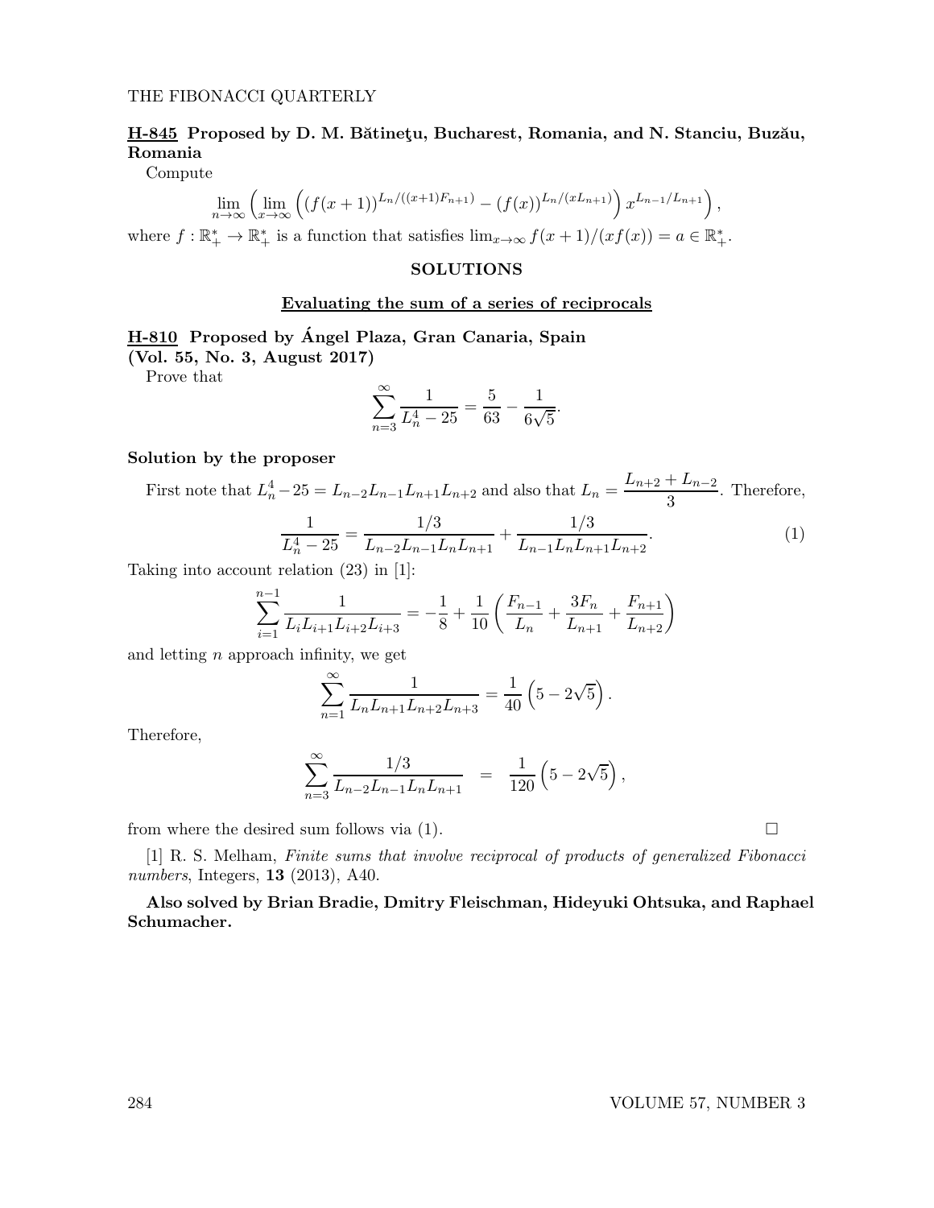**H-845 Proposed by D. M. Bătineţu, Bucharest, Romania, and N. Stanciu, Buzău, Romania**

Compute

$$\lim_{n\to\infty}\left(\lim_{x\to\infty}\left((f(x+1))^{L_n/((x+1)F_{n+1})}-(f(x))^{L_n/(xL_{n+1})}\right)x^{L_{n-1}/L_{n+1}}\right),$$

where $f:\mathbb{R}_+^*\to\mathbb{R}_+^*$ is a function that satisfies $\lim_{x\to\infty} f(x+1)/(xf(x)) = a \in \mathbb{R}_+^*$.

## SOLUTIONS

### Evaluating the sum of a series of reciprocals

**H-810 Proposed by Ángel Plaza, Gran Canaria, Spain (Vol. 55, No. 3, August 2017)**

Prove that

$$\sum_{n=3}^{\infty}\frac{1}{L_n^4-25}=\frac{5}{63}-\frac{1}{6\sqrt{5}}.$$

**Solution by the proposer**

First note that $L_n^4-25 = L_{n-2}L_{n-1}L_{n+1}L_{n+2}$ and also that $L_n = \dfrac{L_{n+2}+L_{n-2}}{3}$. Therefore,

$$\frac{1}{L_n^4-25}=\frac{1/3}{L_{n-2}L_{n-1}L_nL_{n+1}}+\frac{1/3}{L_{n-1}L_nL_{n+1}L_{n+2}}. \tag{1}$$

Taking into account relation (23) in [1]:

$$\sum_{i=1}^{n-1}\frac{1}{L_iL_{i+1}L_{i+2}L_{i+3}}=-\frac{1}{8}+\frac{1}{10}\left(\frac{F_{n-1}}{L_n}+\frac{3F_n}{L_{n+1}}+\frac{F_{n+1}}{L_{n+2}}\right)$$

and letting $n$ approach infinity, we get

$$\sum_{n=1}^{\infty}\frac{1}{L_nL_{n+1}L_{n+2}L_{n+3}}=\frac{1}{40}\left(5-2\sqrt{5}\right).$$

Therefore,

$$\sum_{n=3}^{\infty}\frac{1/3}{L_{n-2}L_{n-1}L_nL_{n+1}} = \frac{1}{120}\left(5-2\sqrt{5}\right),$$

from where the desired sum follows via (1). □

[1] R. S. Melham, *Finite sums that involve reciprocal of products of generalized Fibonacci numbers*, Integers, **13** (2013), A40.

**Also solved by Brian Bradie, Dmitry Fleischman, Hideyuki Ohtsuka, and Raphael Schumacher.**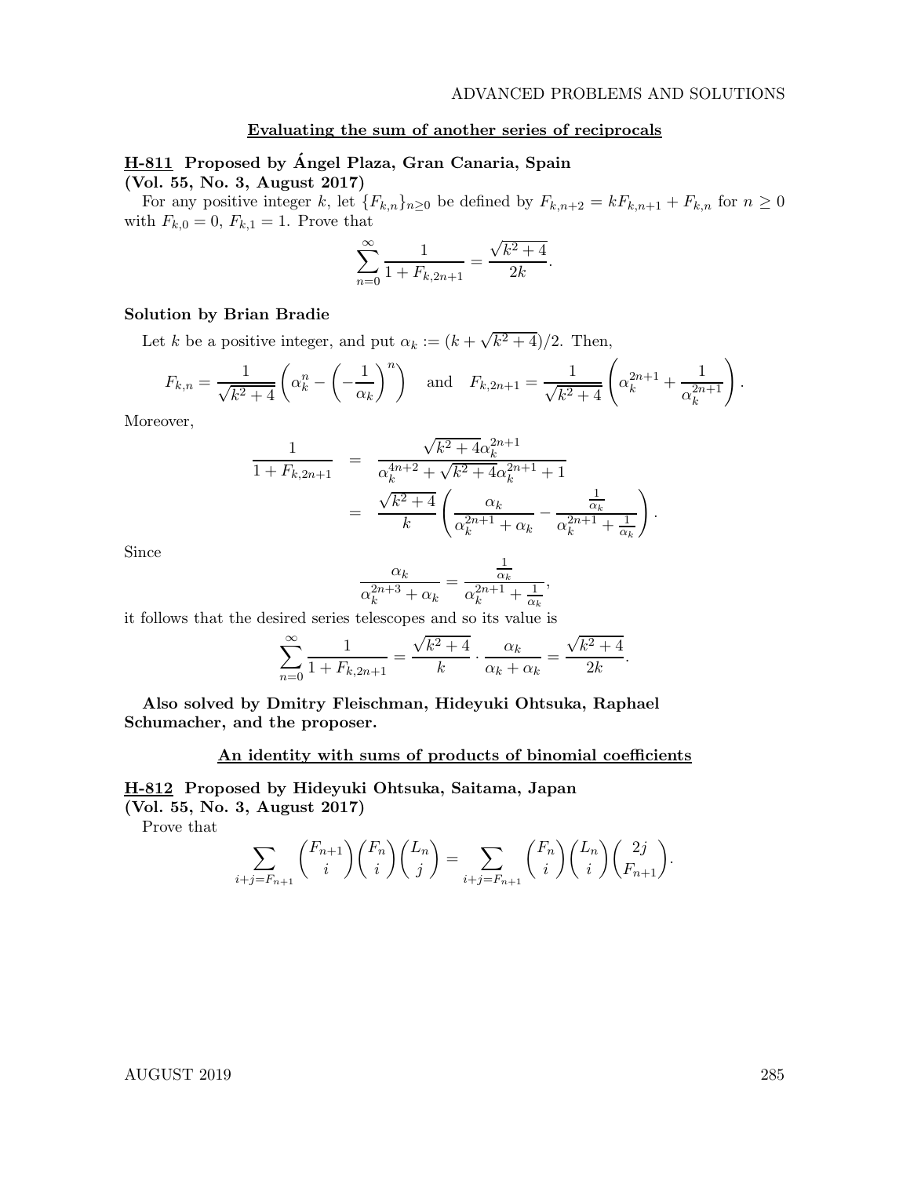## Evaluating the sum of another series of reciprocals

**H-811 Proposed by Ángel Plaza, Gran Canaria, Spain (Vol. 55, No. 3, August 2017)**

For any positive integer $k$, let $\{F_{k,n}\}_{n\geq 0}$ be defined by $F_{k,n+2} = kF_{k,n+1} + F_{k,n}$ for $n \geq 0$ with $F_{k,0} = 0$, $F_{k,1} = 1$. Prove that

$$\sum_{n=0}^{\infty} \frac{1}{1 + F_{k,2n+1}} = \frac{\sqrt{k^2+4}}{2k}.$$

**Solution by Brian Bradie**

Let $k$ be a positive integer, and put $\alpha_k := (k + \sqrt{k^2+4})/2$. Then,

$$F_{k,n} = \frac{1}{\sqrt{k^2+4}}\left(\alpha_k^n - \left(-\frac{1}{\alpha_k}\right)^n\right) \quad \text{and} \quad F_{k,2n+1} = \frac{1}{\sqrt{k^2+4}}\left(\alpha_k^{2n+1} + \frac{1}{\alpha_k^{2n+1}}\right).$$

Moreover,

$$\begin{aligned}
\frac{1}{1 + F_{k,2n+1}} &= \frac{\sqrt{k^2+4}\,\alpha_k^{2n+1}}{\alpha_k^{4n+2} + \sqrt{k^2+4}\,\alpha_k^{2n+1} + 1} \\
&= \frac{\sqrt{k^2+4}}{k}\left(\frac{\alpha_k}{\alpha_k^{2n+1} + \alpha_k} - \frac{\frac{1}{\alpha_k}}{\alpha_k^{2n+1} + \frac{1}{\alpha_k}}\right).
\end{aligned}$$

Since

$$\frac{\alpha_k}{\alpha_k^{2n+3} + \alpha_k} = \frac{\frac{1}{\alpha_k}}{\alpha_k^{2n+1} + \frac{1}{\alpha_k}},$$

it follows that the desired series telescopes and so its value is

$$\sum_{n=0}^{\infty} \frac{1}{1 + F_{k,2n+1}} = \frac{\sqrt{k^2+4}}{k} \cdot \frac{\alpha_k}{\alpha_k + \alpha_k} = \frac{\sqrt{k^2+4}}{2k}.$$

**Also solved by Dmitry Fleischman, Hideyuki Ohtsuka, Raphael Schumacher, and the proposer.**

## An identity with sums of products of binomial coefficients

**H-812 Proposed by Hideyuki Ohtsuka, Saitama, Japan (Vol. 55, No. 3, August 2017)**

Prove that

$$\sum_{i+j=F_{n+1}} \binom{F_{n+1}}{i}\binom{F_n}{i}\binom{L_n}{j} = \sum_{i+j=F_{n+1}} \binom{F_n}{i}\binom{L_n}{i}\binom{2j}{F_{n+1}}.$$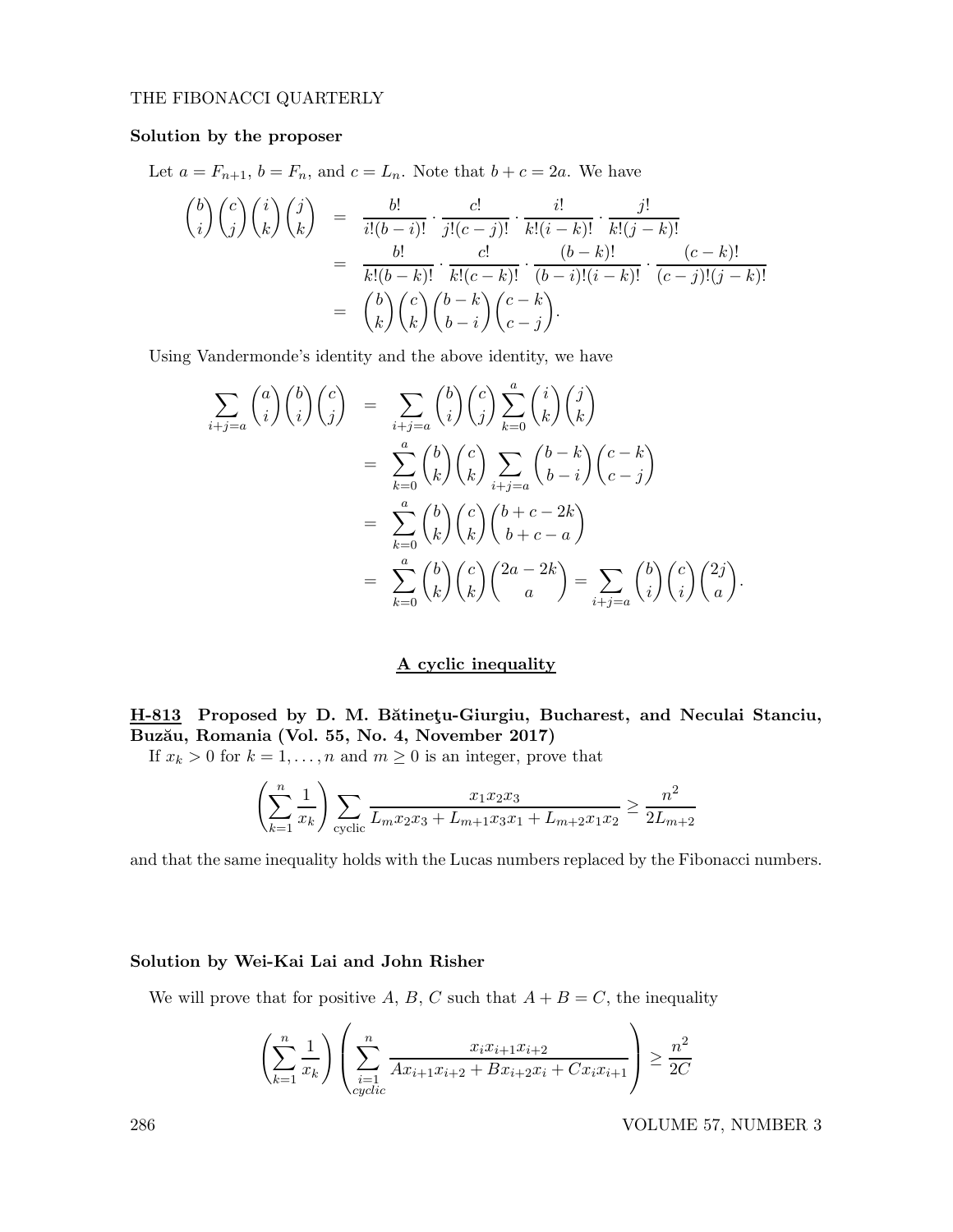**Solution by the proposer**

Let $a = F_{n+1}$, $b = F_n$, and $c = L_n$. Note that $b + c = 2a$. We have

$$
\begin{aligned}
\binom{b}{i}\binom{c}{j}\binom{i}{k}\binom{j}{k} &= \frac{b!}{i!(b-i)!}\cdot\frac{c!}{j!(c-j)!}\cdot\frac{i!}{k!(i-k)!}\cdot\frac{j!}{k!(j-k)!} \\
&= \frac{b!}{k!(b-k)!}\cdot\frac{c!}{k!(c-k)!}\cdot\frac{(b-k)!}{(b-i)!(i-k)!}\cdot\frac{(c-k)!}{(c-j)!(j-k)!} \\
&= \binom{b}{k}\binom{c}{k}\binom{b-k}{b-i}\binom{c-k}{c-j}.
\end{aligned}
$$

Using Vandermonde's identity and the above identity, we have

$$
\begin{aligned}
\sum_{i+j=a}\binom{a}{i}\binom{b}{i}\binom{c}{j} &= \sum_{i+j=a}\binom{b}{i}\binom{c}{j}\sum_{k=0}^{a}\binom{i}{k}\binom{j}{k} \\
&= \sum_{k=0}^{a}\binom{b}{k}\binom{c}{k}\sum_{i+j=a}\binom{b-k}{b-i}\binom{c-k}{c-j} \\
&= \sum_{k=0}^{a}\binom{b}{k}\binom{c}{k}\binom{b+c-2k}{b+c-a} \\
&= \sum_{k=0}^{a}\binom{b}{k}\binom{c}{k}\binom{2a-2k}{a} = \sum_{i+j=a}\binom{b}{i}\binom{c}{i}\binom{2j}{a}.
\end{aligned}
$$

## A cyclic inequality

**H-813 Proposed by D. M. Bătineţu-Giurgiu, Bucharest, and Neculai Stanciu, Buzău, Romania (Vol. 55, No. 4, November 2017)**

If $x_k > 0$ for $k = 1, \ldots, n$ and $m \geq 0$ is an integer, prove that

$$
\left(\sum_{k=1}^{n}\frac{1}{x_k}\right)\sum_{\text{cyclic}}\frac{x_1x_2x_3}{L_m x_2x_3 + L_{m+1}x_3x_1 + L_{m+2}x_1x_2} \geq \frac{n^2}{2L_{m+2}}
$$

and that the same inequality holds with the Lucas numbers replaced by the Fibonacci numbers.

**Solution by Wei-Kai Lai and John Risher**

We will prove that for positive $A$, $B$, $C$ such that $A + B = C$, the inequality

$$
\left(\sum_{k=1}^{n}\frac{1}{x_k}\right)\left(\sum_{\substack{i=1\\ cyclic}}^{n}\frac{x_ix_{i+1}x_{i+2}}{Ax_{i+1}x_{i+2} + Bx_{i+2}x_i + Cx_ix_{i+1}}\right) \geq \frac{n^2}{2C}
$$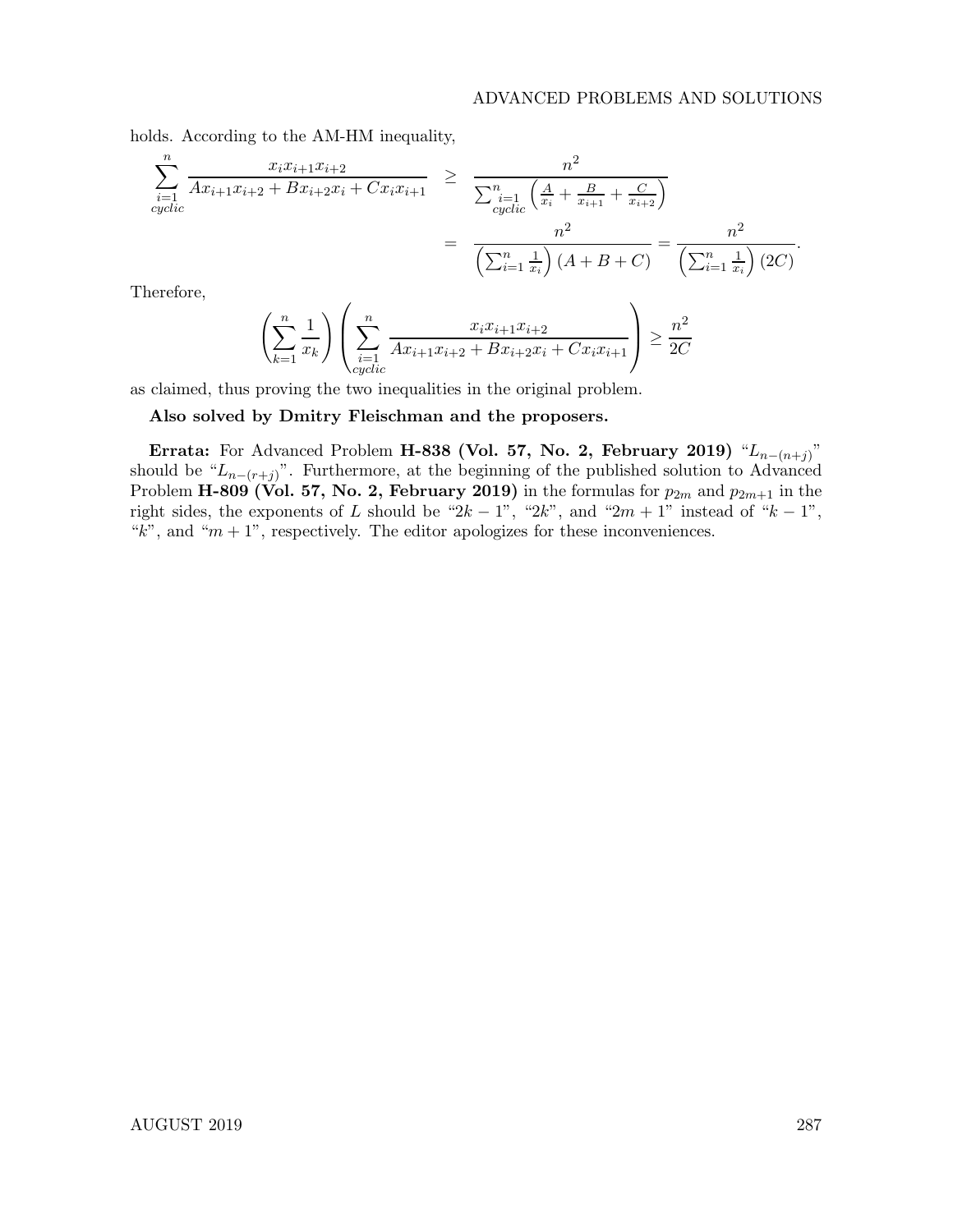holds. According to the AM-HM inequality,

$$
\begin{aligned}
\sum_{\substack{i=1\\ cyclic}}^{n} \frac{x_i x_{i+1} x_{i+2}}{A x_{i+1} x_{i+2} + B x_{i+2} x_i + C x_i x_{i+1}} &\geq \frac{n^2}{\sum_{\substack{i=1\\ cyclic}}^{n} \left( \frac{A}{x_i} + \frac{B}{x_{i+1}} + \frac{C}{x_{i+2}} \right)} \\
&= \frac{n^2}{\left( \sum_{i=1}^{n} \frac{1}{x_i} \right)(A+B+C)} = \frac{n^2}{\left( \sum_{i=1}^{n} \frac{1}{x_i} \right)(2C)}.
\end{aligned}
$$

Therefore,

$$
\left( \sum_{k=1}^{n} \frac{1}{x_k} \right) \left( \sum_{\substack{i=1\\ cyclic}}^{n} \frac{x_i x_{i+1} x_{i+2}}{A x_{i+1} x_{i+2} + B x_{i+2} x_i + C x_i x_{i+1}} \right) \geq \frac{n^2}{2C}
$$

as claimed, thus proving the two inequalities in the original problem.

**Also solved by Dmitry Fleischman and the proposers.**

**Errata:** For Advanced Problem **H-838 (Vol. 57, No. 2, February 2019)** "$L_{n-(n+j)}$" should be "$L_{n-(r+j)}$". Furthermore, at the beginning of the published solution to Advanced Problem **H-809 (Vol. 57, No. 2, February 2019)** in the formulas for $p_{2m}$ and $p_{2m+1}$ in the right sides, the exponents of $L$ should be "$2k-1$", "$2k$", and "$2m+1$" instead of "$k-1$", "$k$", and "$m+1$", respectively. The editor apologizes for these inconveniences.